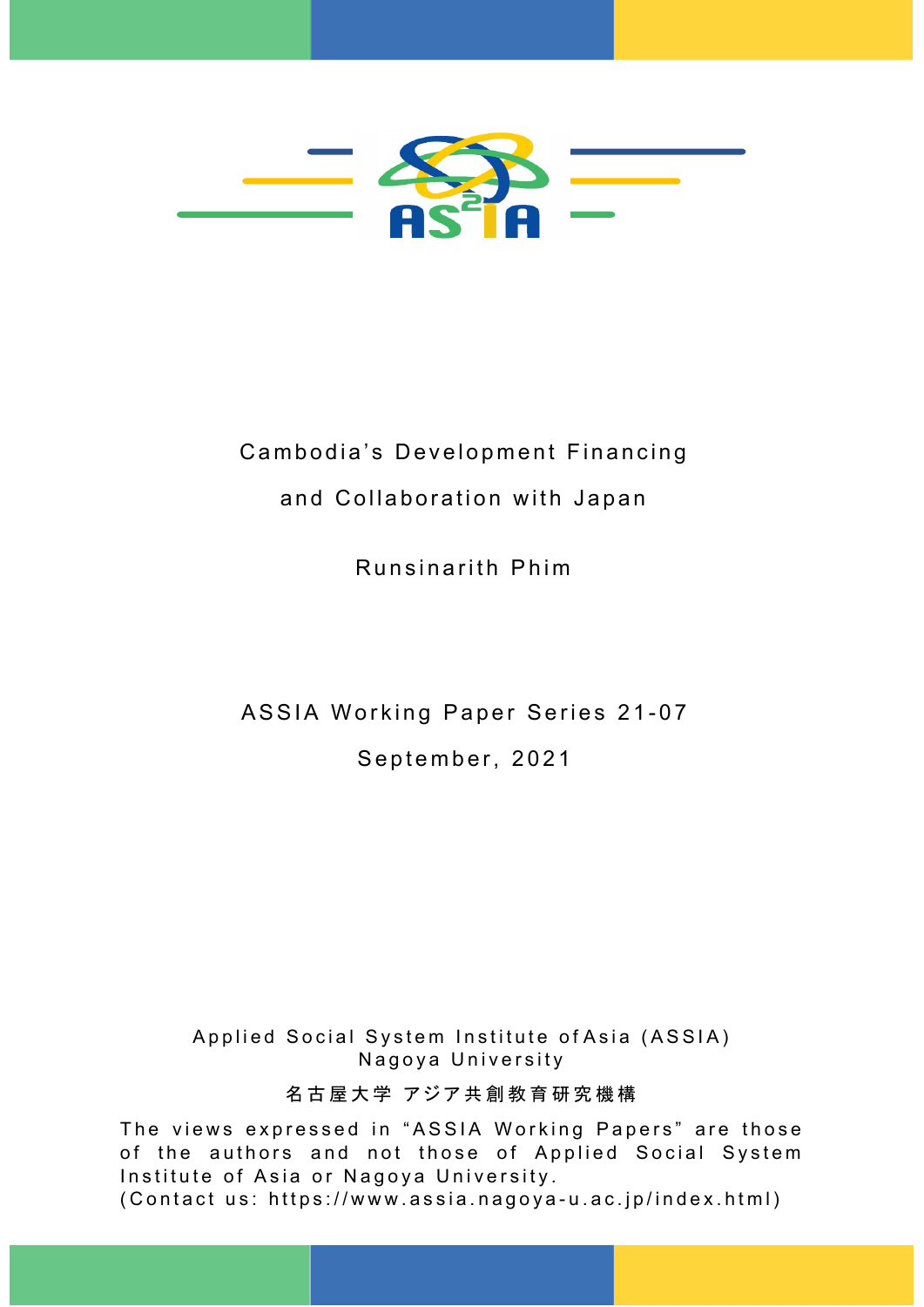# Cambodia's Development Financing and Collaboration with Japan

Runsinarith Phim

ASSIA Working Paper Series 21-07

September, 2021

Applied Social System Institute of Asia (ASSIA)
Nagoya University

名古屋大学 アジア共創教育研究機構

The views expressed in "ASSIA Working Papers" are those of the authors and not those of Applied Social System Institute of Asia or Nagoya University.
(Contact us: https://www.assia.nagoya-u.ac.jp/index.html)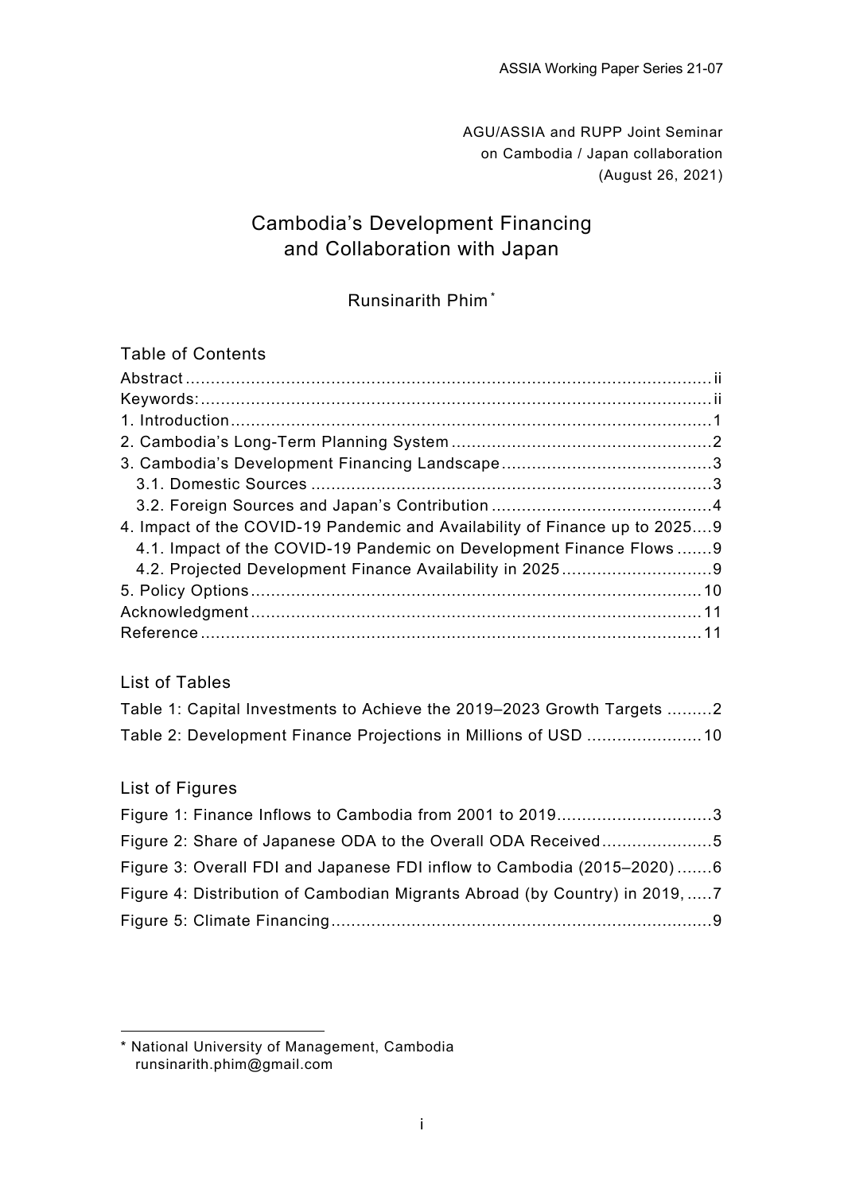ASSIA Working Paper Series 21-07

AGU/ASSIA and RUPP Joint Seminar
on Cambodia / Japan collaboration
(August 26, 2021)

# Cambodia's Development Financing and Collaboration with Japan

Runsinarith Phim*

## Table of Contents

Abstract .......... ii
Keywords: .......... ii
1. Introduction .......... 1
2. Cambodia's Long-Term Planning System .......... 2
3. Cambodia's Development Financing Landscape .......... 3
- 3.1. Domestic Sources .......... 3
- 3.2. Foreign Sources and Japan's Contribution .......... 4

4. Impact of the COVID-19 Pandemic and Availability of Finance up to 2025 .......... 9
- 4.1. Impact of the COVID-19 Pandemic on Development Finance Flows .......... 9
- 4.2. Projected Development Finance Availability in 2025 .......... 9

5. Policy Options .......... 10
Acknowledgment .......... 11
Reference .......... 11

## List of Tables

Table 1: Capital Investments to Achieve the 2019–2023 Growth Targets .......... 2
Table 2: Development Finance Projections in Millions of USD .......... 10

## List of Figures

Figure 1: Finance Inflows to Cambodia from 2001 to 2019 .......... 3
Figure 2: Share of Japanese ODA to the Overall ODA Received .......... 5
Figure 3: Overall FDI and Japanese FDI inflow to Cambodia (2015–2020) .......... 6
Figure 4: Distribution of Cambodian Migrants Abroad (by Country) in 2019, .......... 7
Figure 5: Climate Financing .......... 9

---

* National University of Management, Cambodia
runsinarith.phim@gmail.com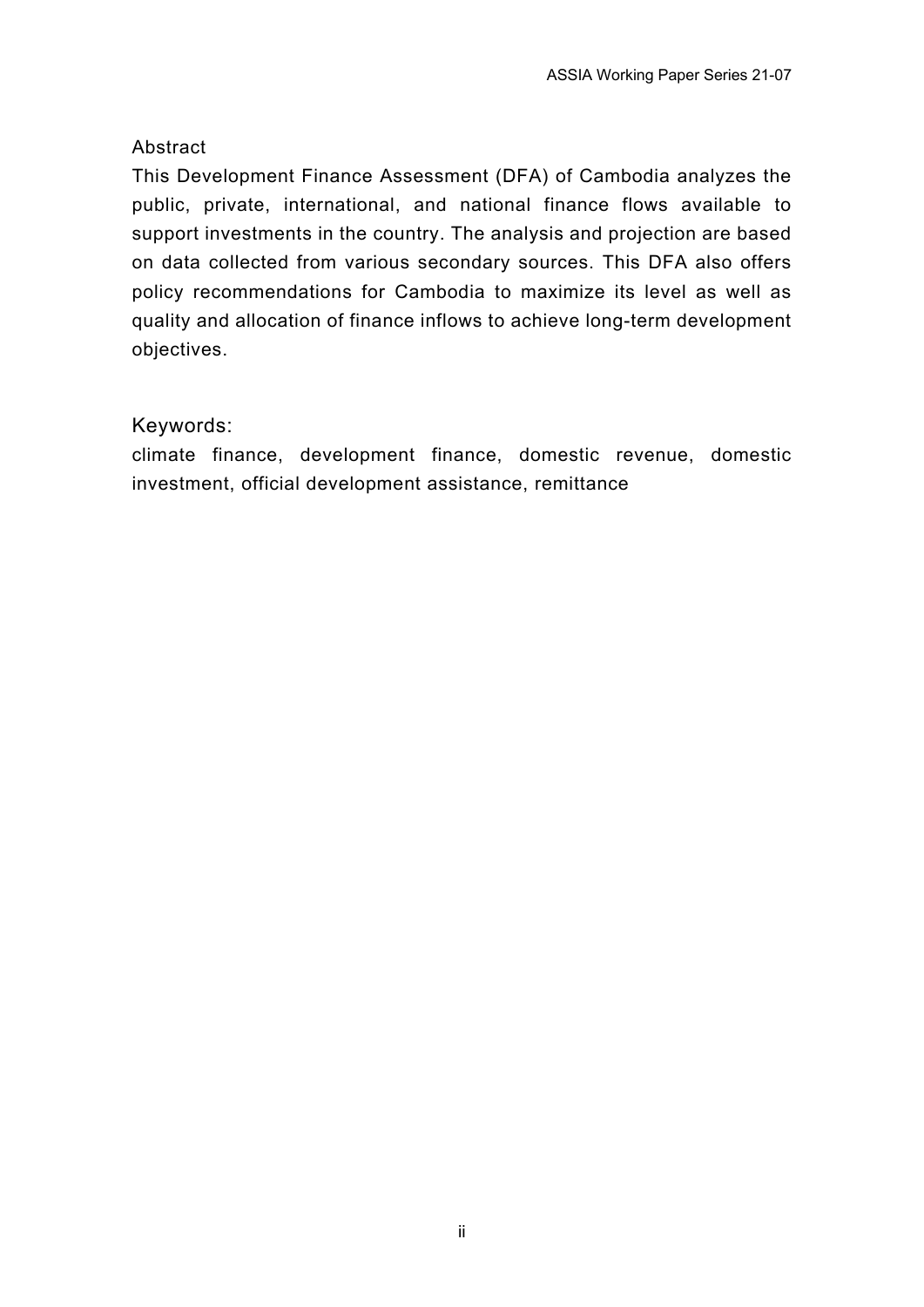## Abstract

This Development Finance Assessment (DFA) of Cambodia analyzes the public, private, international, and national finance flows available to support investments in the country. The analysis and projection are based on data collected from various secondary sources. This DFA also offers policy recommendations for Cambodia to maximize its level as well as quality and allocation of finance inflows to achieve long-term development objectives.

## Keywords:

climate finance, development finance, domestic revenue, domestic investment, official development assistance, remittance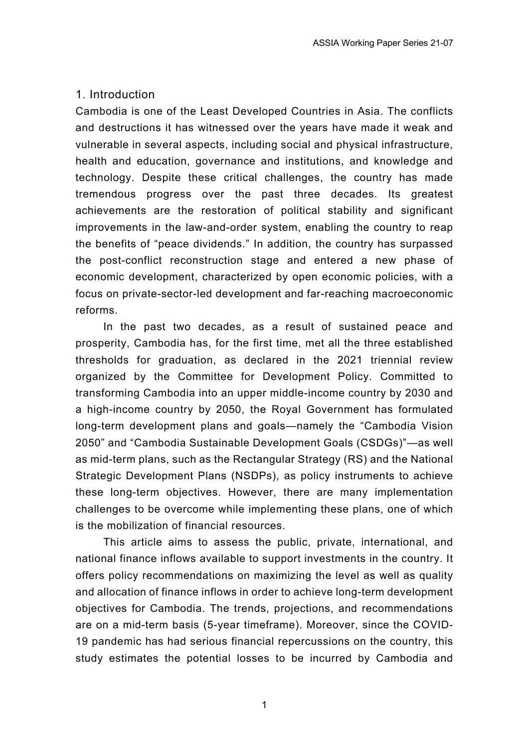## 1. Introduction

Cambodia is one of the Least Developed Countries in Asia. The conflicts and destructions it has witnessed over the years have made it weak and vulnerable in several aspects, including social and physical infrastructure, health and education, governance and institutions, and knowledge and technology. Despite these critical challenges, the country has made tremendous progress over the past three decades. Its greatest achievements are the restoration of political stability and significant improvements in the law-and-order system, enabling the country to reap the benefits of "peace dividends." In addition, the country has surpassed the post-conflict reconstruction stage and entered a new phase of economic development, characterized by open economic policies, with a focus on private-sector-led development and far-reaching macroeconomic reforms.

In the past two decades, as a result of sustained peace and prosperity, Cambodia has, for the first time, met all the three established thresholds for graduation, as declared in the 2021 triennial review organized by the Committee for Development Policy. Committed to transforming Cambodia into an upper middle-income country by 2030 and a high-income country by 2050, the Royal Government has formulated long-term development plans and goals—namely the "Cambodia Vision 2050" and "Cambodia Sustainable Development Goals (CSDGs)"—as well as mid-term plans, such as the Rectangular Strategy (RS) and the National Strategic Development Plans (NSDPs), as policy instruments to achieve these long-term objectives. However, there are many implementation challenges to be overcome while implementing these plans, one of which is the mobilization of financial resources.

This article aims to assess the public, private, international, and national finance inflows available to support investments in the country. It offers policy recommendations on maximizing the level as well as quality and allocation of finance inflows in order to achieve long-term development objectives for Cambodia. The trends, projections, and recommendations are on a mid-term basis (5-year timeframe). Moreover, since the COVID-19 pandemic has had serious financial repercussions on the country, this study estimates the potential losses to be incurred by Cambodia and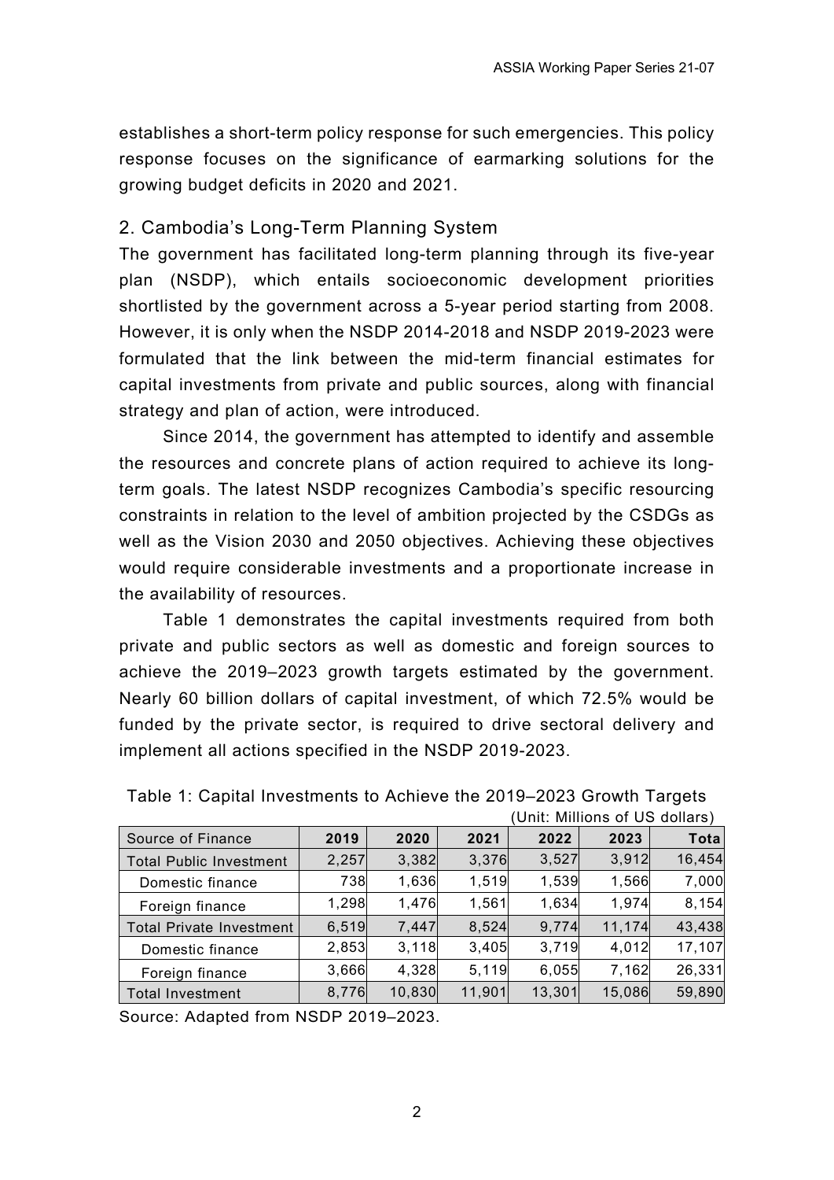establishes a short-term policy response for such emergencies. This policy response focuses on the significance of earmarking solutions for the growing budget deficits in 2020 and 2021.

## 2. Cambodia's Long-Term Planning System

The government has facilitated long-term planning through its five-year plan (NSDP), which entails socioeconomic development priorities shortlisted by the government across a 5-year period starting from 2008. However, it is only when the NSDP 2014-2018 and NSDP 2019-2023 were formulated that the link between the mid-term financial estimates for capital investments from private and public sources, along with financial strategy and plan of action, were introduced.

Since 2014, the government has attempted to identify and assemble the resources and concrete plans of action required to achieve its long-term goals. The latest NSDP recognizes Cambodia's specific resourcing constraints in relation to the level of ambition projected by the CSDGs as well as the Vision 2030 and 2050 objectives. Achieving these objectives would require considerable investments and a proportionate increase in the availability of resources.

Table 1 demonstrates the capital investments required from both private and public sectors as well as domestic and foreign sources to achieve the 2019–2023 growth targets estimated by the government. Nearly 60 billion dollars of capital investment, of which 72.5% would be funded by the private sector, is required to drive sectoral delivery and implement all actions specified in the NSDP 2019-2023.

Table 1: Capital Investments to Achieve the 2019–2023 Growth Targets

(Unit: Millions of US dollars)

| Source of Finance | 2019 | 2020 | 2021 | 2022 | 2023 | Tota |
|---|---|---|---|---|---|---|
| Total Public Investment | 2,257 | 3,382 | 3,376 | 3,527 | 3,912 | 16,454 |
| Domestic finance | 738 | 1,636 | 1,519 | 1,539 | 1,566 | 7,000 |
| Foreign finance | 1,298 | 1,476 | 1,561 | 1,634 | 1,974 | 8,154 |
| Total Private Investment | 6,519 | 7,447 | 8,524 | 9,774 | 11,174 | 43,438 |
| Domestic finance | 2,853 | 3,118 | 3,405 | 3,719 | 4,012 | 17,107 |
| Foreign finance | 3,666 | 4,328 | 5,119 | 6,055 | 7,162 | 26,331 |
| Total Investment | 8,776 | 10,830 | 11,901 | 13,301 | 15,086 | 59,890 |

Source: Adapted from NSDP 2019–2023.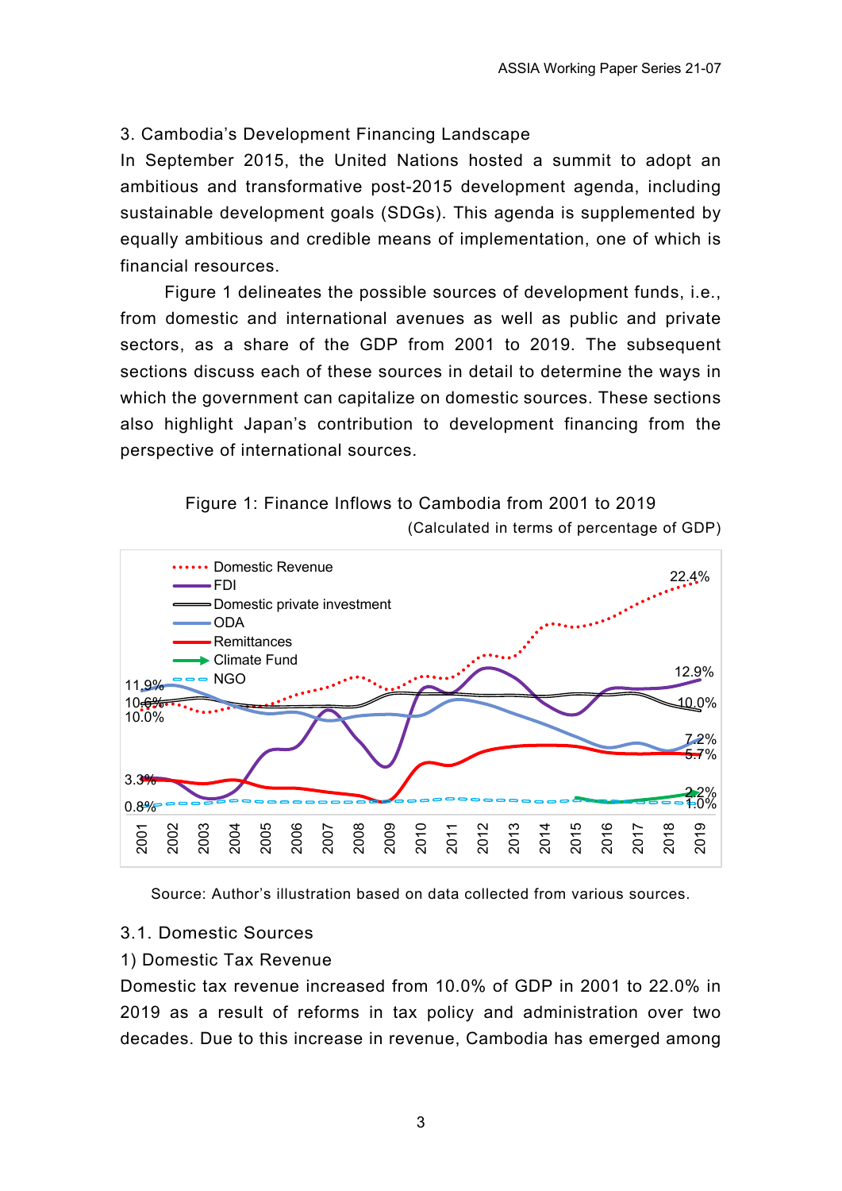3. Cambodia's Development Financing Landscape

In September 2015, the United Nations hosted a summit to adopt an ambitious and transformative post-2015 development agenda, including sustainable development goals (SDGs). This agenda is supplemented by equally ambitious and credible means of implementation, one of which is financial resources.

Figure 1 delineates the possible sources of development funds, i.e., from domestic and international avenues as well as public and private sectors, as a share of the GDP from 2001 to 2019. The subsequent sections discuss each of these sources in detail to determine the ways in which the government can capitalize on domestic sources. These sections also highlight Japan's contribution to development financing from the perspective of international sources.

Figure 1: Finance Inflows to Cambodia from 2001 to 2019

(Calculated in terms of percentage of GDP)

Source: Author's illustration based on data collected from various sources.

3.1. Domestic Sources

1) Domestic Tax Revenue

Domestic tax revenue increased from 10.0% of GDP in 2001 to 22.0% in 2019 as a result of reforms in tax policy and administration over two decades. Due to this increase in revenue, Cambodia has emerged among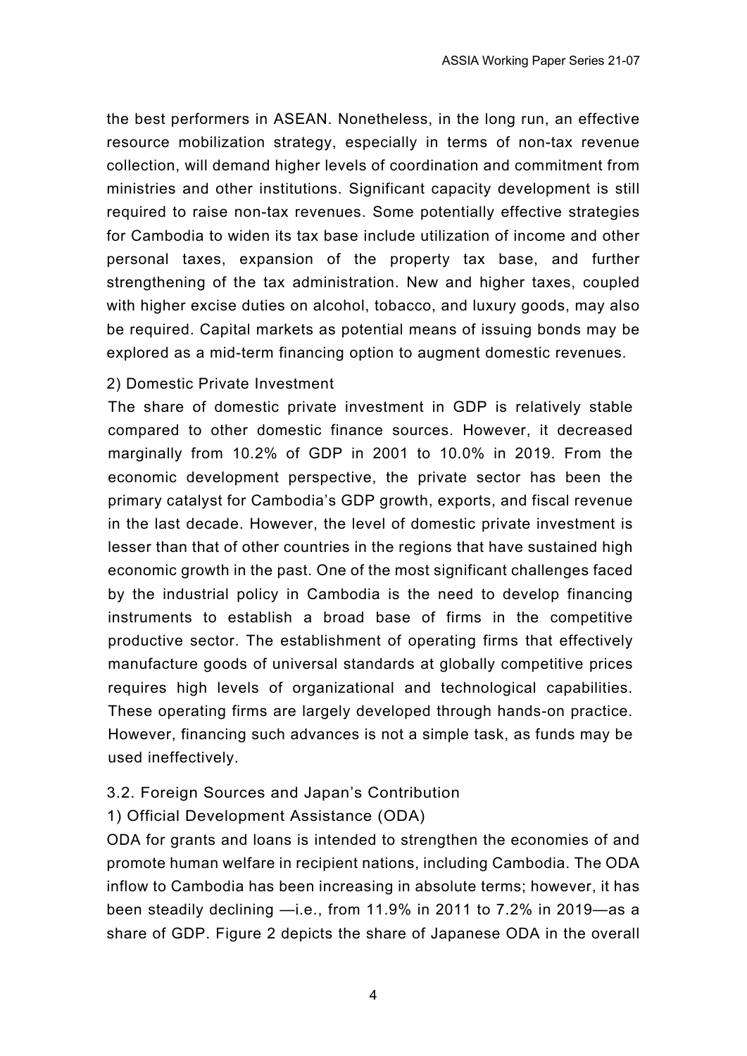the best performers in ASEAN. Nonetheless, in the long run, an effective resource mobilization strategy, especially in terms of non-tax revenue collection, will demand higher levels of coordination and commitment from ministries and other institutions. Significant capacity development is still required to raise non-tax revenues. Some potentially effective strategies for Cambodia to widen its tax base include utilization of income and other personal taxes, expansion of the property tax base, and further strengthening of the tax administration. New and higher taxes, coupled with higher excise duties on alcohol, tobacco, and luxury goods, may also be required. Capital markets as potential means of issuing bonds may be explored as a mid-term financing option to augment domestic revenues.

#### 2) Domestic Private Investment

The share of domestic private investment in GDP is relatively stable compared to other domestic finance sources. However, it decreased marginally from 10.2% of GDP in 2001 to 10.0% in 2019. From the economic development perspective, the private sector has been the primary catalyst for Cambodia's GDP growth, exports, and fiscal revenue in the last decade. However, the level of domestic private investment is lesser than that of other countries in the regions that have sustained high economic growth in the past. One of the most significant challenges faced by the industrial policy in Cambodia is the need to develop financing instruments to establish a broad base of firms in the competitive productive sector. The establishment of operating firms that effectively manufacture goods of universal standards at globally competitive prices requires high levels of organizational and technological capabilities. These operating firms are largely developed through hands-on practice. However, financing such advances is not a simple task, as funds may be used ineffectively.

### 3.2. Foreign Sources and Japan's Contribution

#### 1) Official Development Assistance (ODA)

ODA for grants and loans is intended to strengthen the economies of and promote human welfare in recipient nations, including Cambodia. The ODA inflow to Cambodia has been increasing in absolute terms; however, it has been steadily declining —i.e., from 11.9% in 2011 to 7.2% in 2019—as a share of GDP. Figure 2 depicts the share of Japanese ODA in the overall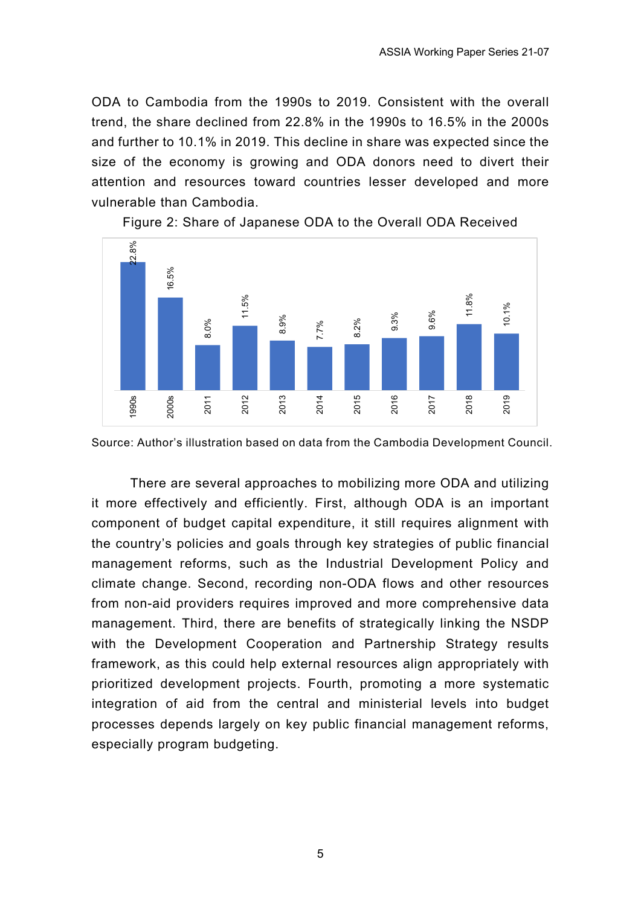ODA to Cambodia from the 1990s to 2019. Consistent with the overall trend, the share declined from 22.8% in the 1990s to 16.5% in the 2000s and further to 10.1% in 2019. This decline in share was expected since the size of the economy is growing and ODA donors need to divert their attention and resources toward countries lesser developed and more vulnerable than Cambodia.

Figure 2: Share of Japanese ODA to the Overall ODA Received

22.8%
16.5%
8.0%
11.5%
8.9%
7.7%
8.2%
9.3%
9.6%
11.8%
10.1%

1990s
2000s
2011
2012
2013
2014
2015
2016
2017
2018
2019

Source: Author's illustration based on data from the Cambodia Development Council.

There are several approaches to mobilizing more ODA and utilizing it more effectively and efficiently. First, although ODA is an important component of budget capital expenditure, it still requires alignment with the country's policies and goals through key strategies of public financial management reforms, such as the Industrial Development Policy and climate change. Second, recording non-ODA flows and other resources from non-aid providers requires improved and more comprehensive data management. Third, there are benefits of strategically linking the NSDP with the Development Cooperation and Partnership Strategy results framework, as this could help external resources align appropriately with prioritized development projects. Fourth, promoting a more systematic integration of aid from the central and ministerial levels into budget processes depends largely on key public financial management reforms, especially program budgeting.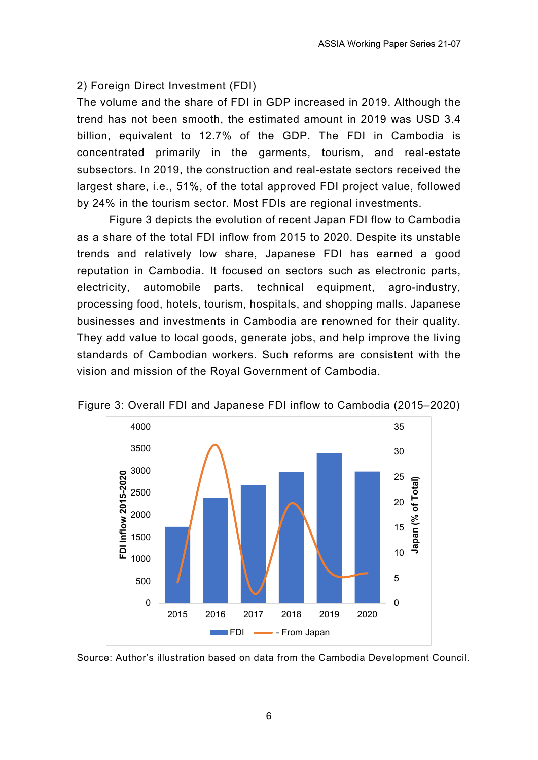2) Foreign Direct Investment (FDI)

The volume and the share of FDI in GDP increased in 2019. Although the trend has not been smooth, the estimated amount in 2019 was USD 3.4 billion, equivalent to 12.7% of the GDP. The FDI in Cambodia is concentrated primarily in the garments, tourism, and real-estate subsectors. In 2019, the construction and real-estate sectors received the largest share, i.e., 51%, of the total approved FDI project value, followed by 24% in the tourism sector. Most FDIs are regional investments.

Figure 3 depicts the evolution of recent Japan FDI flow to Cambodia as a share of the total FDI inflow from 2015 to 2020. Despite its unstable trends and relatively low share, Japanese FDI has earned a good reputation in Cambodia. It focused on sectors such as electronic parts, electricity, automobile parts, technical equipment, agro-industry, processing food, hotels, tourism, hospitals, and shopping malls. Japanese businesses and investments in Cambodia are renowned for their quality. They add value to local goods, generate jobs, and help improve the living standards of Cambodian workers. Such reforms are consistent with the vision and mission of the Royal Government of Cambodia.

Figure 3: Overall FDI and Japanese FDI inflow to Cambodia (2015–2020)

FDI Inflow 2015-2020

4000
3500
3000
2500
2000
1500
1000
500
0

Japan (% of Total)

35
30
25
20
15
10
5
0

2015 2016 2017 2018 2019 2020

FDI — From Japan

Source: Author's illustration based on data from the Cambodia Development Council.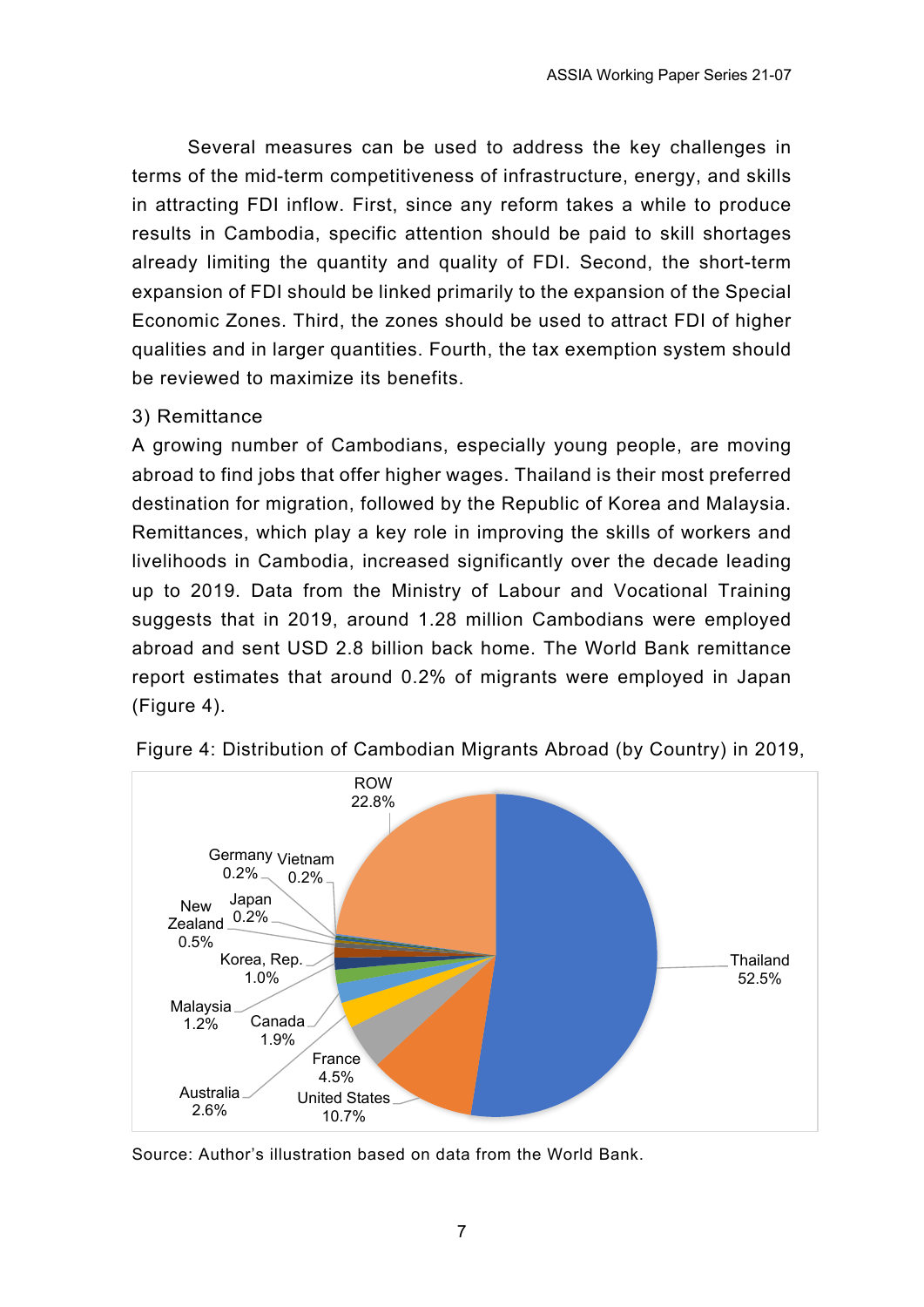Several measures can be used to address the key challenges in terms of the mid-term competitiveness of infrastructure, energy, and skills in attracting FDI inflow. First, since any reform takes a while to produce results in Cambodia, specific attention should be paid to skill shortages already limiting the quantity and quality of FDI. Second, the short-term expansion of FDI should be linked primarily to the expansion of the Special Economic Zones. Third, the zones should be used to attract FDI of higher qualities and in larger quantities. Fourth, the tax exemption system should be reviewed to maximize its benefits.

3) Remittance

A growing number of Cambodians, especially young people, are moving abroad to find jobs that offer higher wages. Thailand is their most preferred destination for migration, followed by the Republic of Korea and Malaysia. Remittances, which play a key role in improving the skills of workers and livelihoods in Cambodia, increased significantly over the decade leading up to 2019. Data from the Ministry of Labour and Vocational Training suggests that in 2019, around 1.28 million Cambodians were employed abroad and sent USD 2.8 billion back home. The World Bank remittance report estimates that around 0.2% of migrants were employed in Japan (Figure 4).

Figure 4: Distribution of Cambodian Migrants Abroad (by Country) in 2019,

ROW 22.8%
Germany 0.2%
Vietnam 0.2%
Japan 0.2%
New Zealand 0.5%
Korea, Rep. 1.0%
Malaysia 1.2%
Canada 1.9%
France 4.5%
Australia 2.6%
United States 10.7%
Thailand 52.5%

Source: Author's illustration based on data from the World Bank.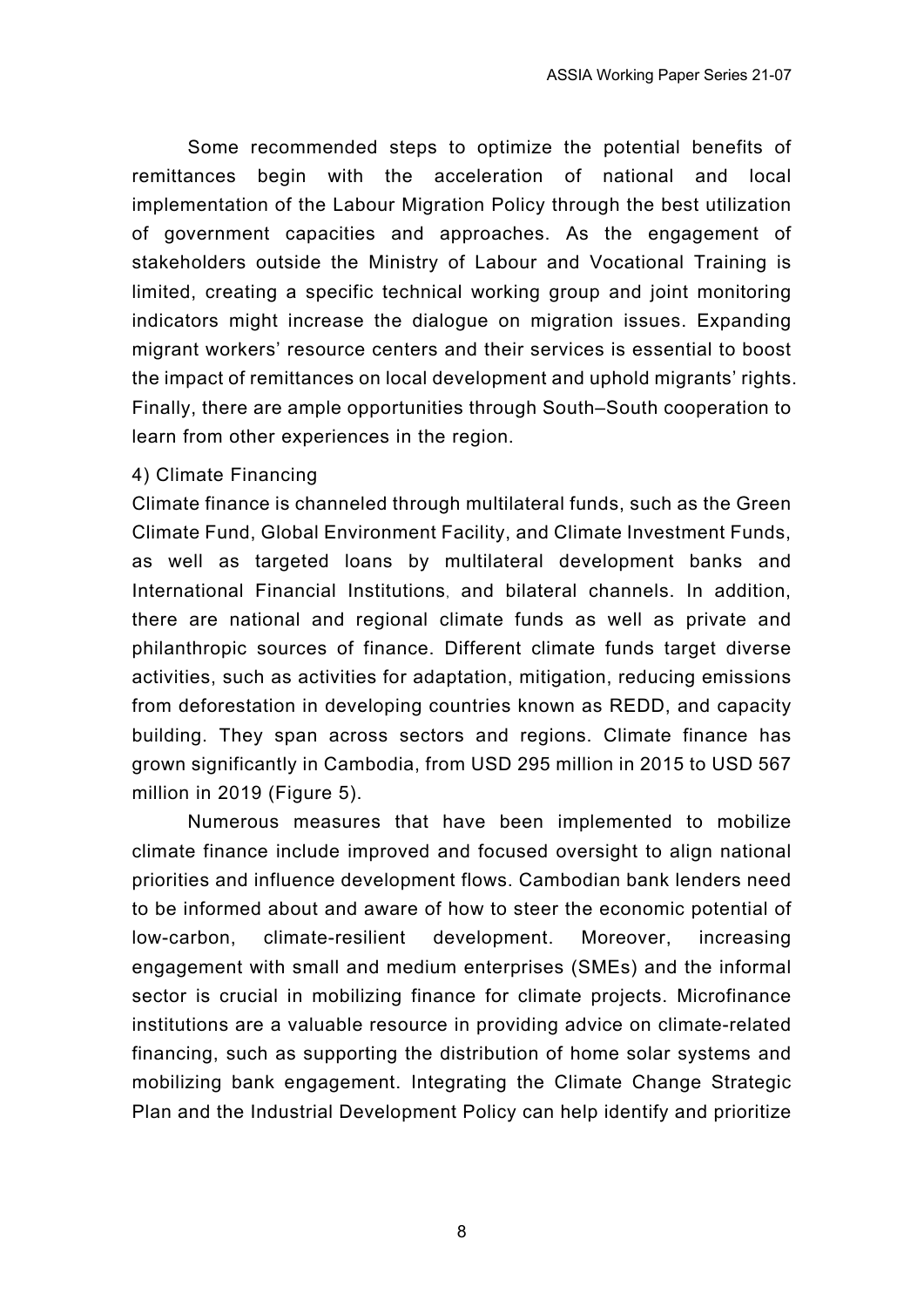Some recommended steps to optimize the potential benefits of remittances begin with the acceleration of national and local implementation of the Labour Migration Policy through the best utilization of government capacities and approaches. As the engagement of stakeholders outside the Ministry of Labour and Vocational Training is limited, creating a specific technical working group and joint monitoring indicators might increase the dialogue on migration issues. Expanding migrant workers' resource centers and their services is essential to boost the impact of remittances on local development and uphold migrants' rights. Finally, there are ample opportunities through South–South cooperation to learn from other experiences in the region.

### 4) Climate Financing

Climate finance is channeled through multilateral funds, such as the Green Climate Fund, Global Environment Facility, and Climate Investment Funds, as well as targeted loans by multilateral development banks and International Financial Institutions, and bilateral channels. In addition, there are national and regional climate funds as well as private and philanthropic sources of finance. Different climate funds target diverse activities, such as activities for adaptation, mitigation, reducing emissions from deforestation in developing countries known as REDD, and capacity building. They span across sectors and regions. Climate finance has grown significantly in Cambodia, from USD 295 million in 2015 to USD 567 million in 2019 (Figure 5).

Numerous measures that have been implemented to mobilize climate finance include improved and focused oversight to align national priorities and influence development flows. Cambodian bank lenders need to be informed about and aware of how to steer the economic potential of low-carbon, climate-resilient development. Moreover, increasing engagement with small and medium enterprises (SMEs) and the informal sector is crucial in mobilizing finance for climate projects. Microfinance institutions are a valuable resource in providing advice on climate-related financing, such as supporting the distribution of home solar systems and mobilizing bank engagement. Integrating the Climate Change Strategic Plan and the Industrial Development Policy can help identify and prioritize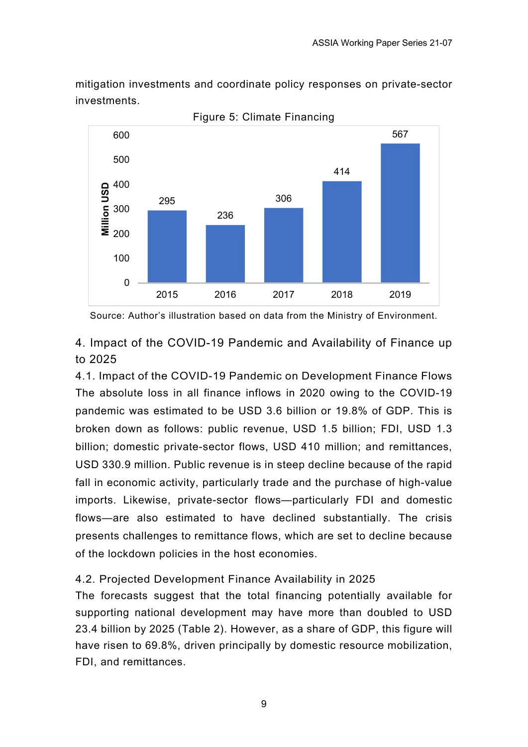mitigation investments and coordinate policy responses on private-sector investments.

Figure 5: Climate Financing

Million USD

600
500
400
300
200
100
0

295
236
306
414
567

2015
2016
2017
2018
2019

Source: Author's illustration based on data from the Ministry of Environment.

## 4. Impact of the COVID-19 Pandemic and Availability of Finance up to 2025

### 4.1. Impact of the COVID-19 Pandemic on Development Finance Flows

The absolute loss in all finance inflows in 2020 owing to the COVID-19 pandemic was estimated to be USD 3.6 billion or 19.8% of GDP. This is broken down as follows: public revenue, USD 1.5 billion; FDI, USD 1.3 billion; domestic private-sector flows, USD 410 million; and remittances, USD 330.9 million. Public revenue is in steep decline because of the rapid fall in economic activity, particularly trade and the purchase of high-value imports. Likewise, private-sector flows—particularly FDI and domestic flows—are also estimated to have declined substantially. The crisis presents challenges to remittance flows, which are set to decline because of the lockdown policies in the host economies.

### 4.2. Projected Development Finance Availability in 2025

The forecasts suggest that the total financing potentially available for supporting national development may have more than doubled to USD 23.4 billion by 2025 (Table 2). However, as a share of GDP, this figure will have risen to 69.8%, driven principally by domestic resource mobilization, FDI, and remittances.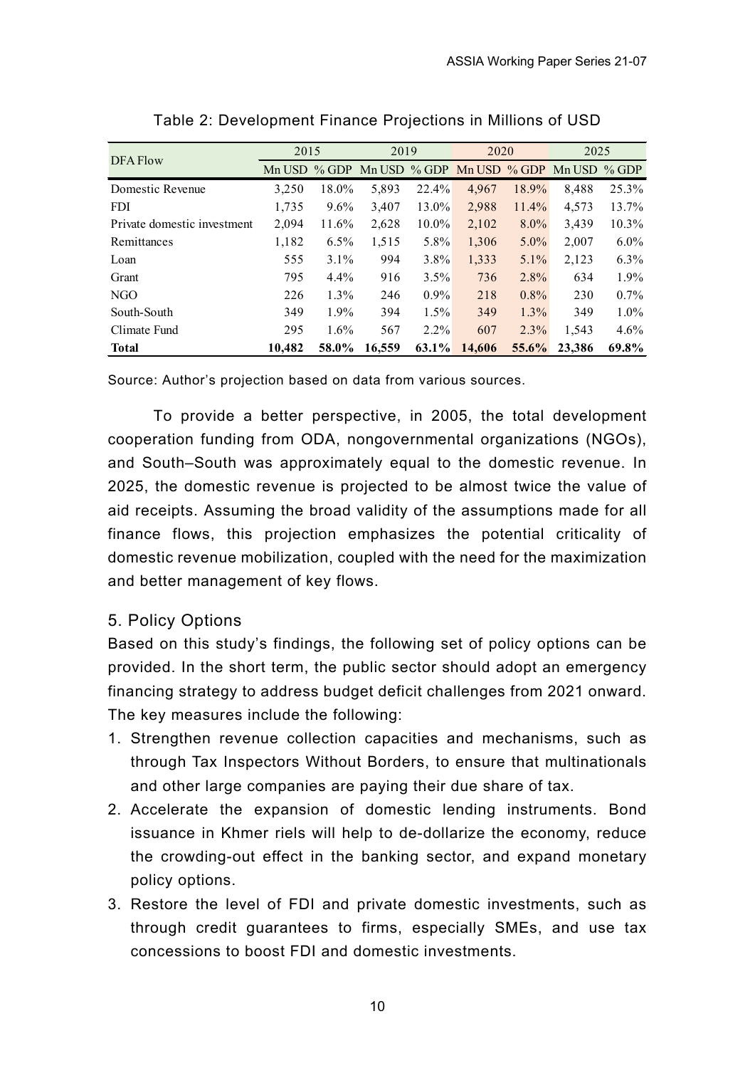Table 2: Development Finance Projections in Millions of USD

| DFA Flow | 2015 | | 2019 | | 2020 | | 2025 | |
|---|---|---|---|---|---|---|---|---|
| | Mn USD | % GDP | Mn USD | % GDP | Mn USD | % GDP | Mn USD | % GDP |
| Domestic Revenue | 3,250 | 18.0% | 5,893 | 22.4% | 4,967 | 18.9% | 8,488 | 25.3% |
| FDI | 1,735 | 9.6% | 3,407 | 13.0% | 2,988 | 11.4% | 4,573 | 13.7% |
| Private domestic investment | 2,094 | 11.6% | 2,628 | 10.0% | 2,102 | 8.0% | 3,439 | 10.3% |
| Remittances | 1,182 | 6.5% | 1,515 | 5.8% | 1,306 | 5.0% | 2,007 | 6.0% |
| Loan | 555 | 3.1% | 994 | 3.8% | 1,333 | 5.1% | 2,123 | 6.3% |
| Grant | 795 | 4.4% | 916 | 3.5% | 736 | 2.8% | 634 | 1.9% |
| NGO | 226 | 1.3% | 246 | 0.9% | 218 | 0.8% | 230 | 0.7% |
| South-South | 349 | 1.9% | 394 | 1.5% | 349 | 1.3% | 349 | 1.0% |
| Climate Fund | 295 | 1.6% | 567 | 2.2% | 607 | 2.3% | 1,543 | 4.6% |
| **Total** | **10,482** | **58.0%** | **16,559** | **63.1%** | **14,606** | **55.6%** | **23,386** | **69.8%** |

Source: Author's projection based on data from various sources.

To provide a better perspective, in 2005, the total development cooperation funding from ODA, nongovernmental organizations (NGOs), and South–South was approximately equal to the domestic revenue. In 2025, the domestic revenue is projected to be almost twice the value of aid receipts. Assuming the broad validity of the assumptions made for all finance flows, this projection emphasizes the potential criticality of domestic revenue mobilization, coupled with the need for the maximization and better management of key flows.

## 5. Policy Options

Based on this study's findings, the following set of policy options can be provided. In the short term, the public sector should adopt an emergency financing strategy to address budget deficit challenges from 2021 onward. The key measures include the following:

1. Strengthen revenue collection capacities and mechanisms, such as through Tax Inspectors Without Borders, to ensure that multinationals and other large companies are paying their due share of tax.
2. Accelerate the expansion of domestic lending instruments. Bond issuance in Khmer riels will help to de-dollarize the economy, reduce the crowding-out effect in the banking sector, and expand monetary policy options.
3. Restore the level of FDI and private domestic investments, such as through credit guarantees to firms, especially SMEs, and use tax concessions to boost FDI and domestic investments.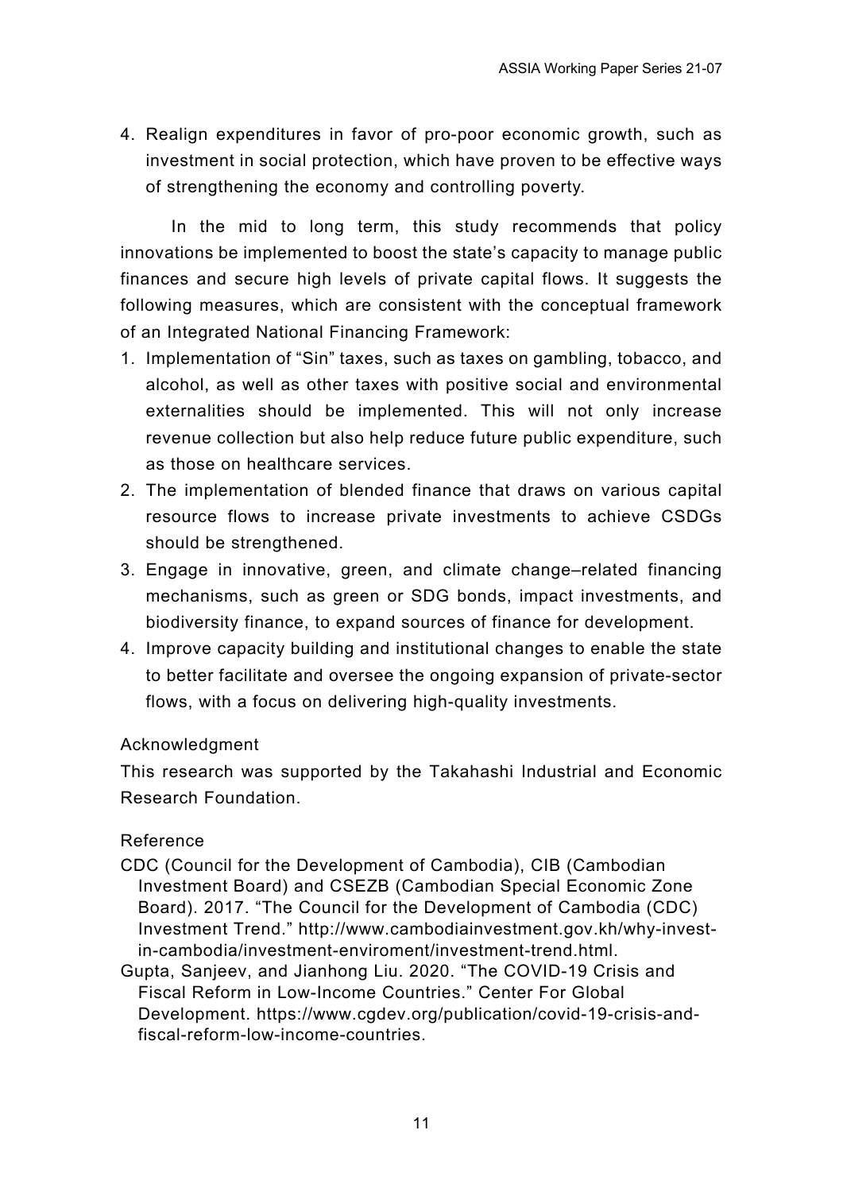4. Realign expenditures in favor of pro-poor economic growth, such as investment in social protection, which have proven to be effective ways of strengthening the economy and controlling poverty.

In the mid to long term, this study recommends that policy innovations be implemented to boost the state's capacity to manage public finances and secure high levels of private capital flows. It suggests the following measures, which are consistent with the conceptual framework of an Integrated National Financing Framework:

1. Implementation of "Sin" taxes, such as taxes on gambling, tobacco, and alcohol, as well as other taxes with positive social and environmental externalities should be implemented. This will not only increase revenue collection but also help reduce future public expenditure, such as those on healthcare services.
2. The implementation of blended finance that draws on various capital resource flows to increase private investments to achieve CSDGs should be strengthened.
3. Engage in innovative, green, and climate change–related financing mechanisms, such as green or SDG bonds, impact investments, and biodiversity finance, to expand sources of finance for development.
4. Improve capacity building and institutional changes to enable the state to better facilitate and oversee the ongoing expansion of private-sector flows, with a focus on delivering high-quality investments.

## Acknowledgment

This research was supported by the Takahashi Industrial and Economic Research Foundation.

## Reference

CDC (Council for the Development of Cambodia), CIB (Cambodian Investment Board) and CSEZB (Cambodian Special Economic Zone Board). 2017. "The Council for the Development of Cambodia (CDC) Investment Trend." http://www.cambodiainvestment.gov.kh/why-invest-in-cambodia/investment-enviroment/investment-trend.html.

Gupta, Sanjeev, and Jianhong Liu. 2020. "The COVID-19 Crisis and Fiscal Reform in Low-Income Countries." Center For Global Development. https://www.cgdev.org/publication/covid-19-crisis-and-fiscal-reform-low-income-countries.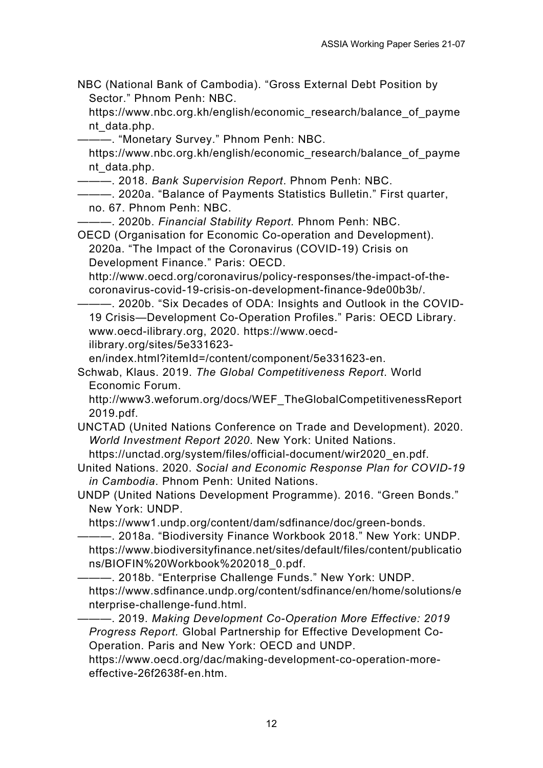NBC (National Bank of Cambodia). "Gross External Debt Position by Sector." Phnom Penh: NBC. https://www.nbc.org.kh/english/economic_research/balance_of_payment_data.php.

———. "Monetary Survey." Phnom Penh: NBC. https://www.nbc.org.kh/english/economic_research/balance_of_payment_data.php.

———. 2018. *Bank Supervision Report*. Phnom Penh: NBC.

———. 2020a. "Balance of Payments Statistics Bulletin." First quarter, no. 67. Phnom Penh: NBC.

———. 2020b. *Financial Stability Report*. Phnom Penh: NBC.

OECD (Organisation for Economic Co-operation and Development). 2020a. "The Impact of the Coronavirus (COVID-19) Crisis on Development Finance." Paris: OECD. http://www.oecd.org/coronavirus/policy-responses/the-impact-of-the-coronavirus-covid-19-crisis-on-development-finance-9de00b3b/.

———. 2020b. "Six Decades of ODA: Insights and Outlook in the COVID-19 Crisis—Development Co-Operation Profiles." Paris: OECD Library. www.oecd-ilibrary.org, 2020. https://www.oecd-ilibrary.org/sites/5e331623-en/index.html?itemId=/content/component/5e331623-en.

Schwab, Klaus. 2019. *The Global Competitiveness Report*. World Economic Forum. http://www3.weforum.org/docs/WEF_TheGlobalCompetitivenessReport2019.pdf.

UNCTAD (United Nations Conference on Trade and Development). 2020. *World Investment Report 2020*. New York: United Nations. https://unctad.org/system/files/official-document/wir2020_en.pdf.

United Nations. 2020. *Social and Economic Response Plan for COVID-19 in Cambodia*. Phnom Penh: United Nations.

UNDP (United Nations Development Programme). 2016. "Green Bonds." New York: UNDP. https://www1.undp.org/content/dam/sdfinance/doc/green-bonds.

———. 2018a. "Biodiversity Finance Workbook 2018." New York: UNDP. https://www.biodiversityfinance.net/sites/default/files/content/publications/BIOFIN%20Workbook%202018_0.pdf.

———. 2018b. "Enterprise Challenge Funds." New York: UNDP. https://www.sdfinance.undp.org/content/sdfinance/en/home/solutions/enterprise-challenge-fund.html.

———. 2019. *Making Development Co-Operation More Effective: 2019 Progress Report.* Global Partnership for Effective Development Co-Operation. Paris and New York: OECD and UNDP. https://www.oecd.org/dac/making-development-co-operation-more-effective-26f2638f-en.htm.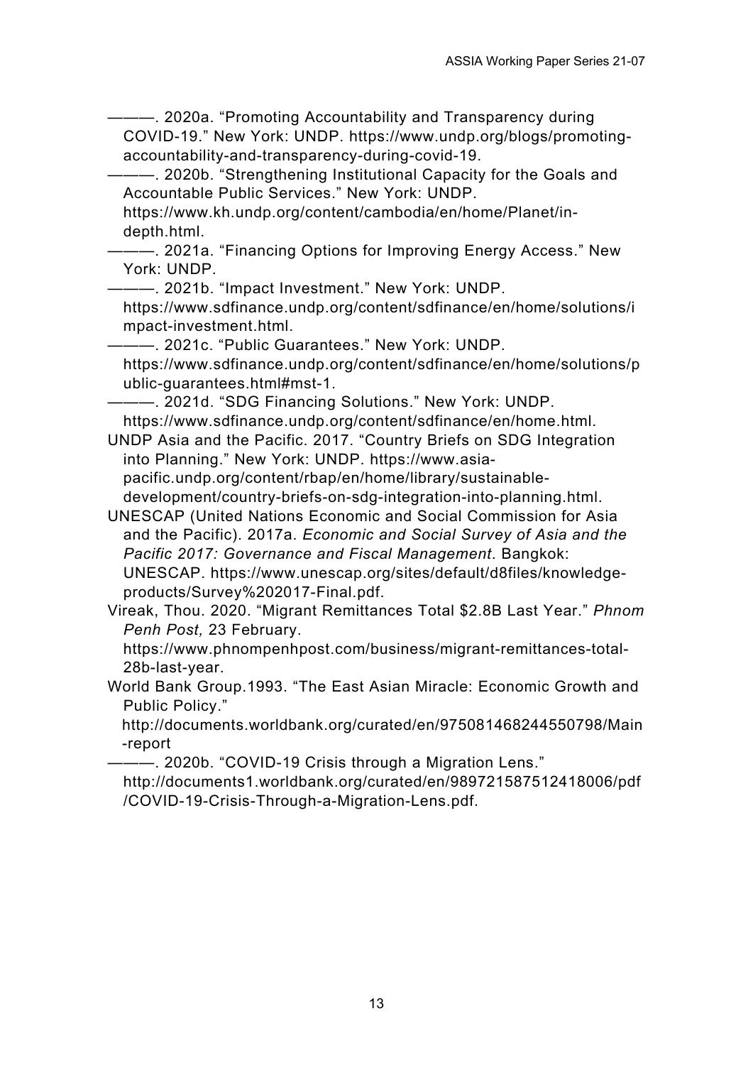———. 2020a. “Promoting Accountability and Transparency during COVID-19.” New York: UNDP. https://www.undp.org/blogs/promoting-accountability-and-transparency-during-covid-19.

———. 2020b. “Strengthening Institutional Capacity for the Goals and Accountable Public Services.” New York: UNDP. https://www.kh.undp.org/content/cambodia/en/home/Planet/in-depth.html.

———. 2021a. “Financing Options for Improving Energy Access.” New York: UNDP.

———. 2021b. “Impact Investment.” New York: UNDP. https://www.sdfinance.undp.org/content/sdfinance/en/home/solutions/impact-investment.html.

———. 2021c. “Public Guarantees.” New York: UNDP. https://www.sdfinance.undp.org/content/sdfinance/en/home/solutions/public-guarantees.html#mst-1.

———. 2021d. “SDG Financing Solutions.” New York: UNDP. https://www.sdfinance.undp.org/content/sdfinance/en/home.html.

UNDP Asia and the Pacific. 2017. “Country Briefs on SDG Integration into Planning.” New York: UNDP. https://www.asia-pacific.undp.org/content/rbap/en/home/library/sustainable-development/country-briefs-on-sdg-integration-into-planning.html.

UNESCAP (United Nations Economic and Social Commission for Asia and the Pacific). 2017a. *Economic and Social Survey of Asia and the Pacific 2017: Governance and Fiscal Management*. Bangkok: UNESCAP. https://www.unescap.org/sites/default/d8files/knowledge-products/Survey%202017-Final.pdf.

Vireak, Thou. 2020. “Migrant Remittances Total $2.8B Last Year.” *Phnom Penh Post,* 23 February. https://www.phnompenhpost.com/business/migrant-remittances-total-28b-last-year.

World Bank Group.1993. “The East Asian Miracle: Economic Growth and Public Policy.” http://documents.worldbank.org/curated/en/975081468244550798/Main-report

———. 2020b. “COVID-19 Crisis through a Migration Lens.” http://documents1.worldbank.org/curated/en/989721587512418006/pdf/COVID-19-Crisis-Through-a-Migration-Lens.pdf.